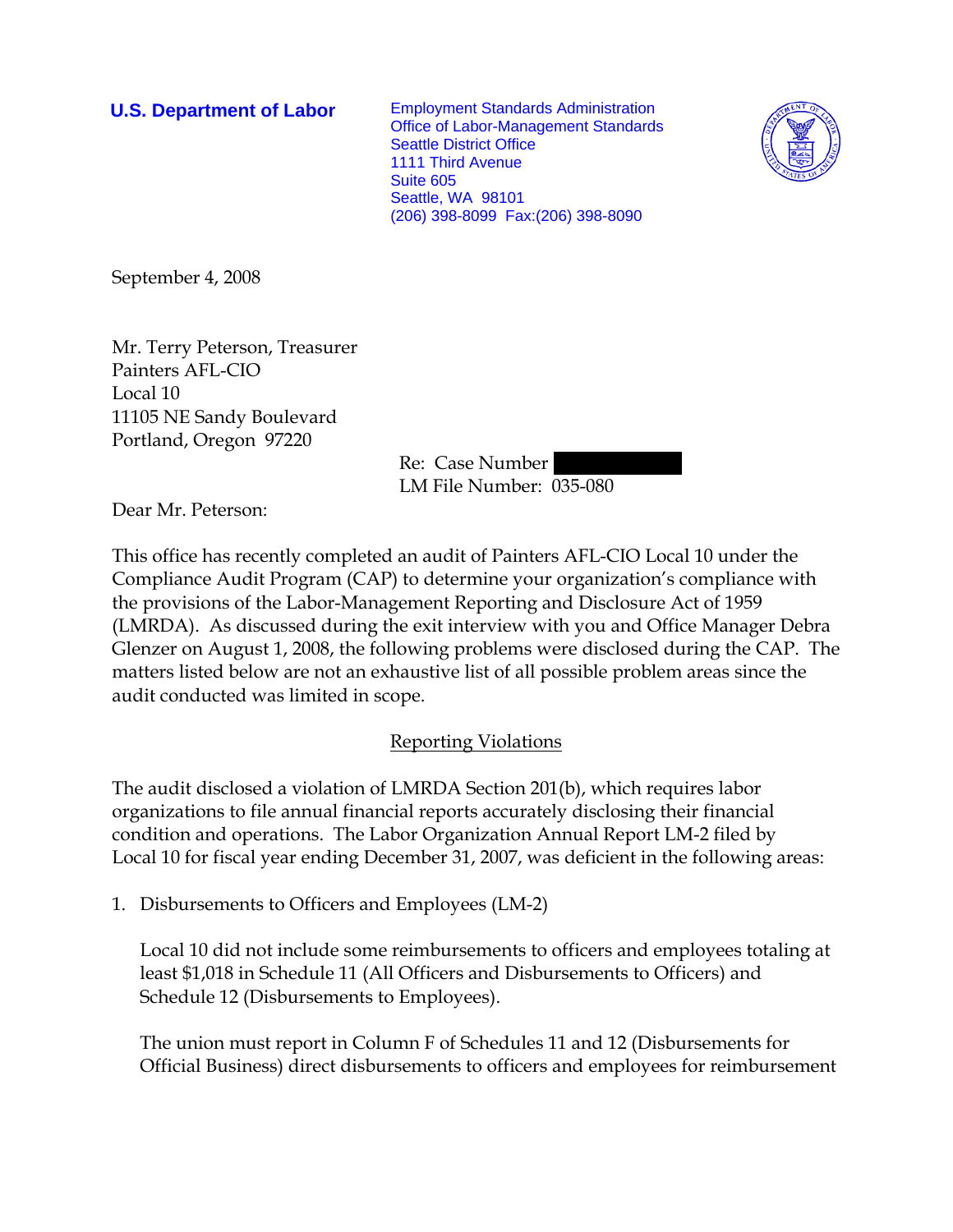**U.S. Department of Labor**

Employment Standards Administration
Office of Labor-Management Standards
Seattle District Office
1111 Third Avenue
Suite 605
Seattle, WA 98101
(206) 398-8099 Fax:(206) 398-8090

September 4, 2008

Mr. Terry Peterson, Treasurer
Painters AFL-CIO
Local 10
11105 NE Sandy Boulevard
Portland, Oregon 97220

Re: Case Number
LM File Number: 035-080

Dear Mr. Peterson:

This office has recently completed an audit of Painters AFL-CIO Local 10 under the Compliance Audit Program (CAP) to determine your organization's compliance with the provisions of the Labor-Management Reporting and Disclosure Act of 1959 (LMRDA). As discussed during the exit interview with you and Office Manager Debra Glenzer on August 1, 2008, the following problems were disclosed during the CAP. The matters listed below are not an exhaustive list of all possible problem areas since the audit conducted was limited in scope.

## Reporting Violations

The audit disclosed a violation of LMRDA Section 201(b), which requires labor organizations to file annual financial reports accurately disclosing their financial condition and operations. The Labor Organization Annual Report LM-2 filed by Local 10 for fiscal year ending December 31, 2007, was deficient in the following areas:

1. Disbursements to Officers and Employees (LM-2)

   Local 10 did not include some reimbursements to officers and employees totaling at least $1,018 in Schedule 11 (All Officers and Disbursements to Officers) and Schedule 12 (Disbursements to Employees).

   The union must report in Column F of Schedules 11 and 12 (Disbursements for Official Business) direct disbursements to officers and employees for reimbursement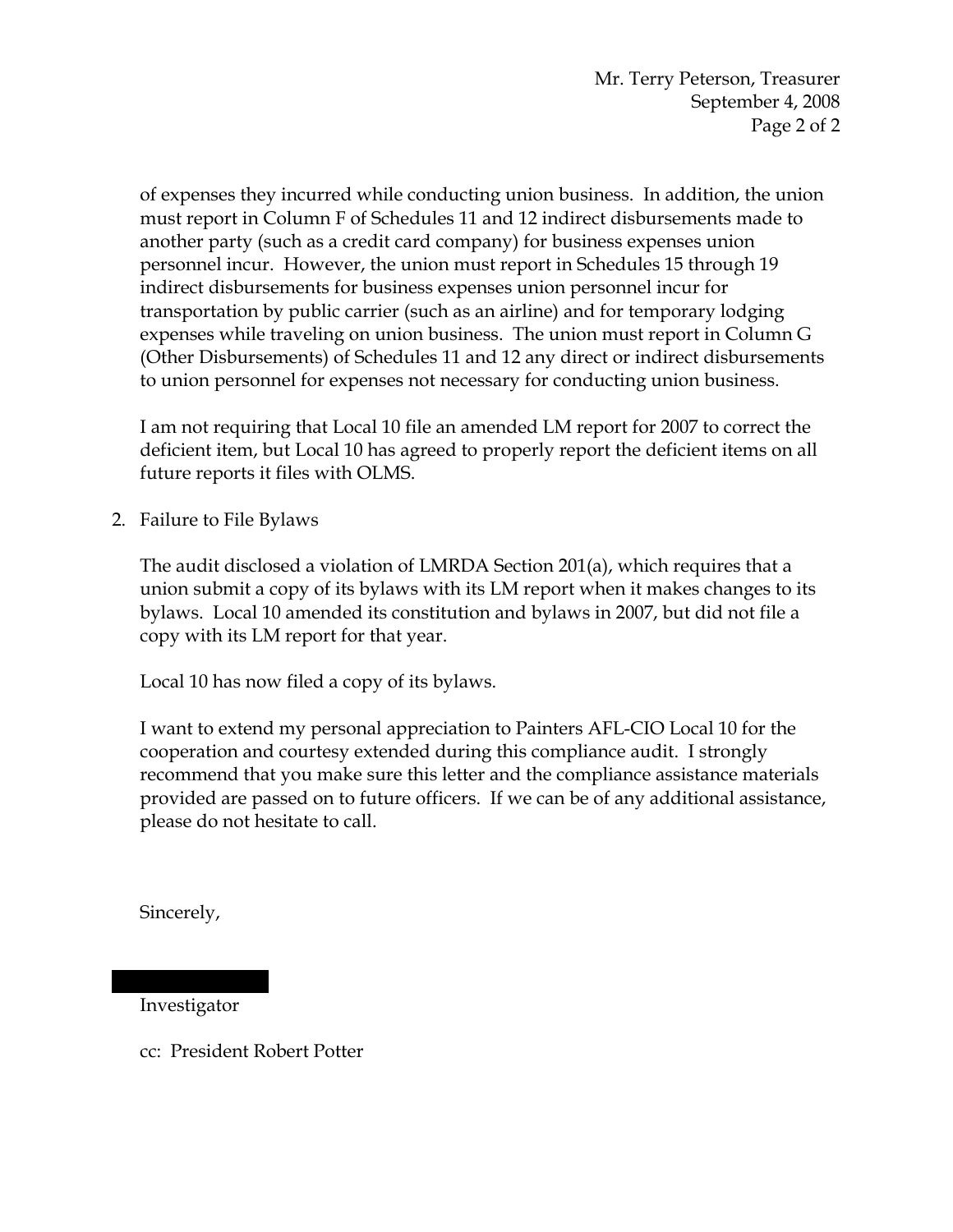of expenses they incurred while conducting union business. In addition, the union must report in Column F of Schedules 11 and 12 indirect disbursements made to another party (such as a credit card company) for business expenses union personnel incur. However, the union must report in Schedules 15 through 19 indirect disbursements for business expenses union personnel incur for transportation by public carrier (such as an airline) and for temporary lodging expenses while traveling on union business. The union must report in Column G (Other Disbursements) of Schedules 11 and 12 any direct or indirect disbursements to union personnel for expenses not necessary for conducting union business.

I am not requiring that Local 10 file an amended LM report for 2007 to correct the deficient item, but Local 10 has agreed to properly report the deficient items on all future reports it files with OLMS.

2. Failure to File Bylaws

   The audit disclosed a violation of LMRDA Section 201(a), which requires that a union submit a copy of its bylaws with its LM report when it makes changes to its bylaws. Local 10 amended its constitution and bylaws in 2007, but did not file a copy with its LM report for that year.

   Local 10 has now filed a copy of its bylaws.

I want to extend my personal appreciation to Painters AFL-CIO Local 10 for the cooperation and courtesy extended during this compliance audit. I strongly recommend that you make sure this letter and the compliance assistance materials provided are passed on to future officers. If we can be of any additional assistance, please do not hesitate to call.

Sincerely,

Investigator

cc: President Robert Potter